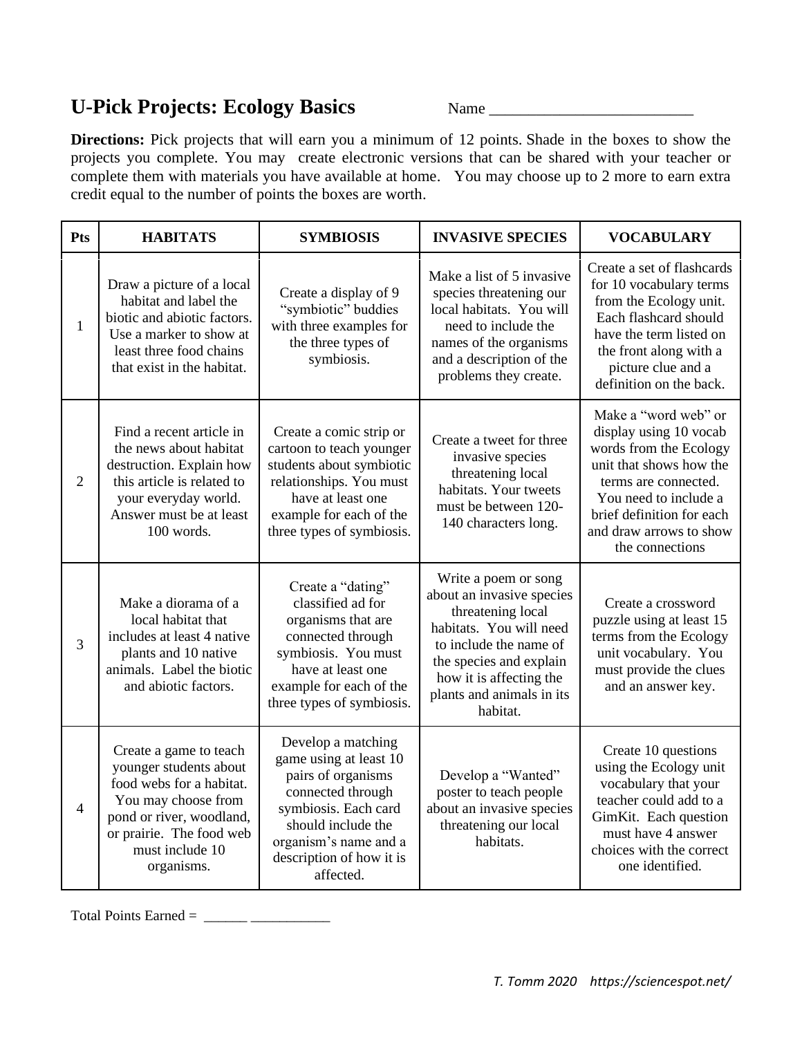# U-Pick Projects: Ecology Basics

Name ___________________________

**Directions:** Pick projects that will earn you a minimum of 12 points. Shade in the boxes to show the projects you complete. You may create electronic versions that can be shared with your teacher or complete them with materials you have available at home. You may choose up to 2 more to earn extra credit equal to the number of points the boxes are worth.

| Pts | HABITATS | SYMBIOSIS | INVASIVE SPECIES | VOCABULARY |
|---|---|---|---|---|
| 1 | Draw a picture of a local habitat and label the biotic and abiotic factors. Use a marker to show at least three food chains that exist in the habitat. | Create a display of 9 "symbiotic" buddies with three examples for the three types of symbiosis. | Make a list of 5 invasive species threatening our local habitats. You will need to include the names of the organisms and a description of the problems they create. | Create a set of flashcards for 10 vocabulary terms from the Ecology unit. Each flashcard should have the term listed on the front along with a picture clue and a definition on the back. |
| 2 | Find a recent article in the news about habitat destruction. Explain how this article is related to your everyday world. Answer must be at least 100 words. | Create a comic strip or cartoon to teach younger students about symbiotic relationships. You must have at least one example for each of the three types of symbiosis. | Create a tweet for three invasive species threatening local habitats. Your tweets must be between 120-140 characters long. | Make a "word web" or display using 10 vocab words from the Ecology unit that shows how the terms are connected. You need to include a brief definition for each and draw arrows to show the connections |
| 3 | Make a diorama of a local habitat that includes at least 4 native plants and 10 native animals. Label the biotic and abiotic factors. | Create a "dating" classified ad for organisms that are connected through symbiosis. You must have at least one example for each of the three types of symbiosis. | Write a poem or song about an invasive species threatening local habitats. You will need to include the name of the species and explain how it is affecting the plants and animals in its habitat. | Create a crossword puzzle using at least 15 terms from the Ecology unit vocabulary. You must provide the clues and an answer key. |
| 4 | Create a game to teach younger students about food webs for a habitat. You may choose from pond or river, woodland, or prairie. The food web must include 10 organisms. | Develop a matching game using at least 10 pairs of organisms connected through symbiosis. Each card should include the organism's name and a description of how it is affected. | Develop a "Wanted" poster to teach people about an invasive species threatening our local habitats. | Create 10 questions using the Ecology unit vocabulary that your teacher could add to a GimKit. Each question must have 4 answer choices with the correct one identified. |

Total Points Earned = ______ ___________

*T. Tomm 2020 https://sciencespot.net/*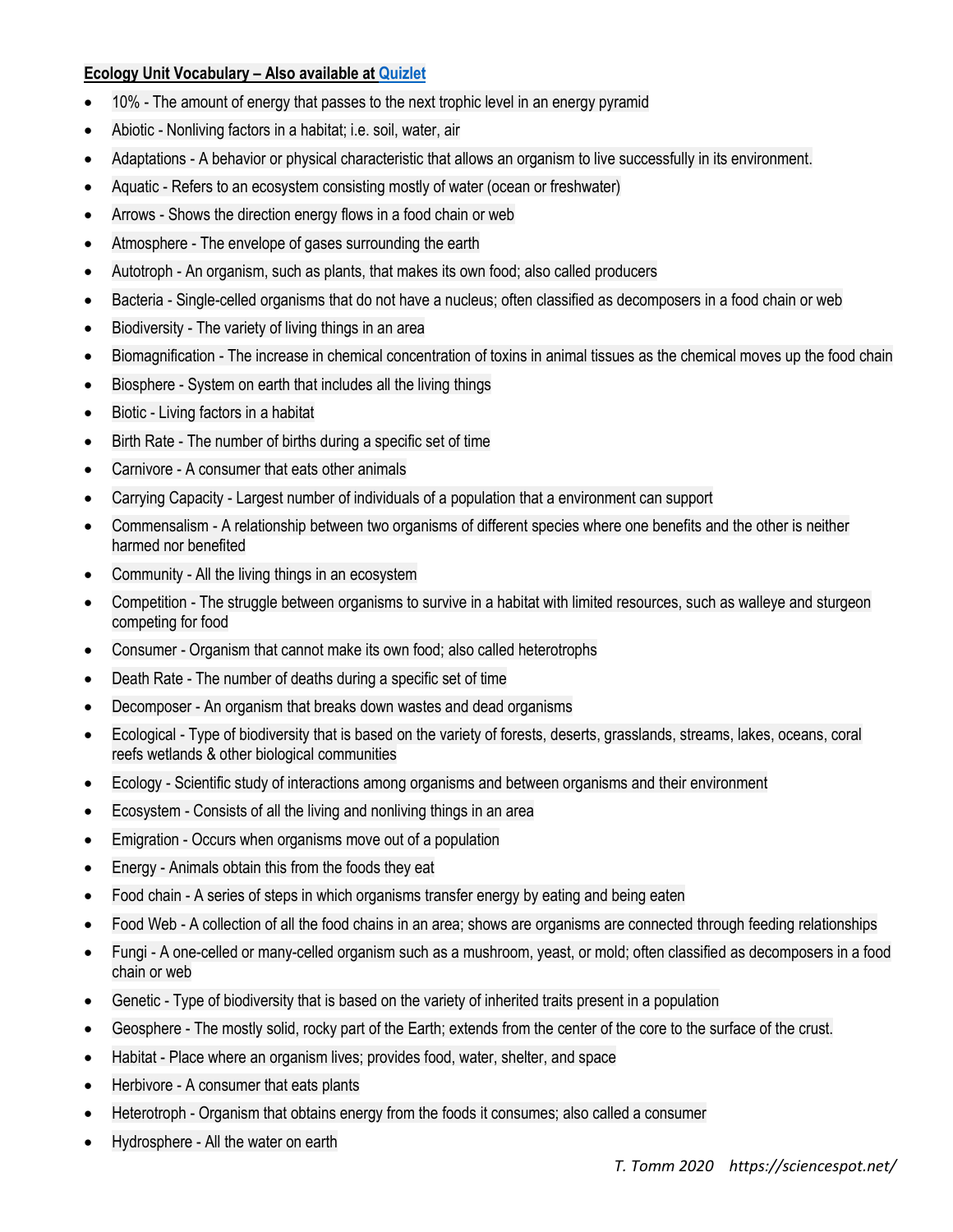**Ecology Unit Vocabulary – Also available at Quizlet**

- 10% - The amount of energy that passes to the next trophic level in an energy pyramid
- Abiotic - Nonliving factors in a habitat; i.e. soil, water, air
- Adaptations - A behavior or physical characteristic that allows an organism to live successfully in its environment.
- Aquatic - Refers to an ecosystem consisting mostly of water (ocean or freshwater)
- Arrows - Shows the direction energy flows in a food chain or web
- Atmosphere - The envelope of gases surrounding the earth
- Autotroph - An organism, such as plants, that makes its own food; also called producers
- Bacteria - Single-celled organisms that do not have a nucleus; often classified as decomposers in a food chain or web
- Biodiversity - The variety of living things in an area
- Biomagnification - The increase in chemical concentration of toxins in animal tissues as the chemical moves up the food chain
- Biosphere - System on earth that includes all the living things
- Biotic - Living factors in a habitat
- Birth Rate - The number of births during a specific set of time
- Carnivore - A consumer that eats other animals
- Carrying Capacity - Largest number of individuals of a population that a environment can support
- Commensalism - A relationship between two organisms of different species where one benefits and the other is neither harmed nor benefited
- Community - All the living things in an ecosystem
- Competition - The struggle between organisms to survive in a habitat with limited resources, such as walleye and sturgeon competing for food
- Consumer - Organism that cannot make its own food; also called heterotrophs
- Death Rate - The number of deaths during a specific set of time
- Decomposer - An organism that breaks down wastes and dead organisms
- Ecological - Type of biodiversity that is based on the variety of forests, deserts, grasslands, streams, lakes, oceans, coral reefs wetlands & other biological communities
- Ecology - Scientific study of interactions among organisms and between organisms and their environment
- Ecosystem - Consists of all the living and nonliving things in an area
- Emigration - Occurs when organisms move out of a population
- Energy - Animals obtain this from the foods they eat
- Food chain - A series of steps in which organisms transfer energy by eating and being eaten
- Food Web - A collection of all the food chains in an area; shows are organisms are connected through feeding relationships
- Fungi - A one-celled or many-celled organism such as a mushroom, yeast, or mold; often classified as decomposers in a food chain or web
- Genetic - Type of biodiversity that is based on the variety of inherited traits present in a population
- Geosphere - The mostly solid, rocky part of the Earth; extends from the center of the core to the surface of the crust.
- Habitat - Place where an organism lives; provides food, water, shelter, and space
- Herbivore - A consumer that eats plants
- Heterotroph - Organism that obtains energy from the foods it consumes; also called a consumer
- Hydrosphere - All the water on earth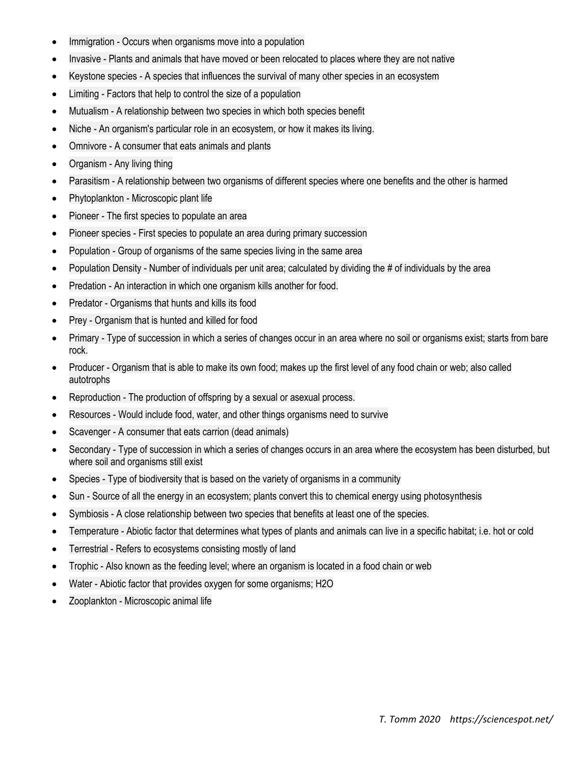- Immigration - Occurs when organisms move into a population
- Invasive - Plants and animals that have moved or been relocated to places where they are not native
- Keystone species - A species that influences the survival of many other species in an ecosystem
- Limiting - Factors that help to control the size of a population
- Mutualism - A relationship between two species in which both species benefit
- Niche - An organism's particular role in an ecosystem, or how it makes its living.
- Omnivore - A consumer that eats animals and plants
- Organism - Any living thing
- Parasitism - A relationship between two organisms of different species where one benefits and the other is harmed
- Phytoplankton - Microscopic plant life
- Pioneer - The first species to populate an area
- Pioneer species - First species to populate an area during primary succession
- Population - Group of organisms of the same species living in the same area
- Population Density - Number of individuals per unit area; calculated by dividing the # of individuals by the area
- Predation - An interaction in which one organism kills another for food.
- Predator - Organisms that hunts and kills its food
- Prey - Organism that is hunted and killed for food
- Primary - Type of succession in which a series of changes occur in an area where no soil or organisms exist; starts from bare rock.
- Producer - Organism that is able to make its own food; makes up the first level of any food chain or web; also called autotrophs
- Reproduction - The production of offspring by a sexual or asexual process.
- Resources - Would include food, water, and other things organisms need to survive
- Scavenger - A consumer that eats carrion (dead animals)
- Secondary - Type of succession in which a series of changes occurs in an area where the ecosystem has been disturbed, but where soil and organisms still exist
- Species - Type of biodiversity that is based on the variety of organisms in a community
- Sun - Source of all the energy in an ecosystem; plants convert this to chemical energy using photosynthesis
- Symbiosis - A close relationship between two species that benefits at least one of the species.
- Temperature - Abiotic factor that determines what types of plants and animals can live in a specific habitat; i.e. hot or cold
- Terrestrial - Refers to ecosystems consisting mostly of land
- Trophic - Also known as the feeding level; where an organism is located in a food chain or web
- Water - Abiotic factor that provides oxygen for some organisms; $H_2O$
- Zooplankton - Microscopic animal life

*T. Tomm 2020 https://sciencespot.net/*